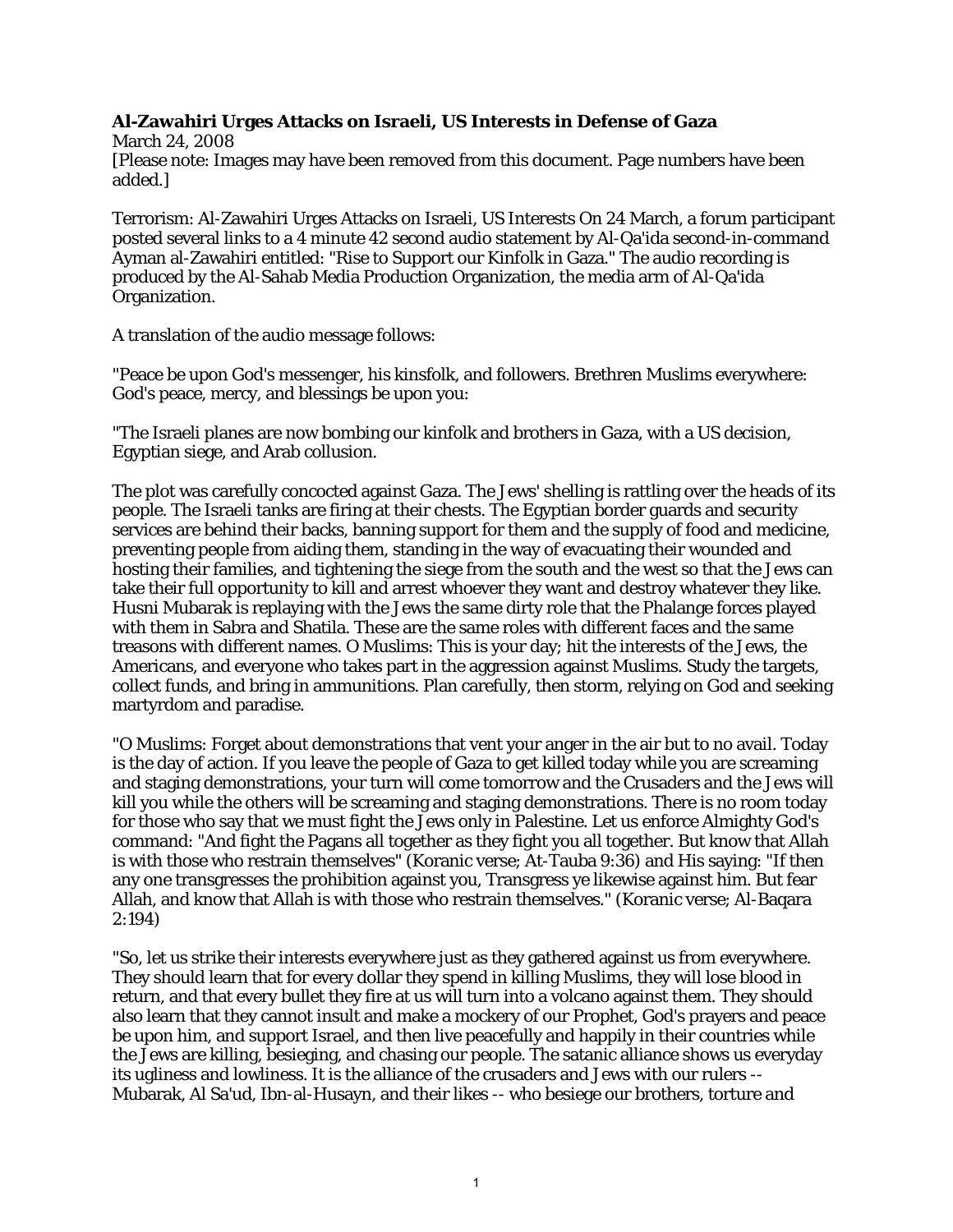**Al-Zawahiri Urges Attacks on Israeli, US Interests in Defense of Gaza**
March 24, 2008
[Please note: Images may have been removed from this document. Page numbers have been added.]

Terrorism: Al-Zawahiri Urges Attacks on Israeli, US Interests On 24 March, a forum participant posted several links to a 4 minute 42 second audio statement by Al-Qa'ida second-in-command Ayman al-Zawahiri entitled: "Rise to Support our Kinfolk in Gaza." The audio recording is produced by the Al-Sahab Media Production Organization, the media arm of Al-Qa'ida Organization.

A translation of the audio message follows:

"Peace be upon God's messenger, his kinsfolk, and followers. Brethren Muslims everywhere: God's peace, mercy, and blessings be upon you:

"The Israeli planes are now bombing our kinfolk and brothers in Gaza, with a US decision, Egyptian siege, and Arab collusion.

The plot was carefully concocted against Gaza. The Jews' shelling is rattling over the heads of its people. The Israeli tanks are firing at their chests. The Egyptian border guards and security services are behind their backs, banning support for them and the supply of food and medicine, preventing people from aiding them, standing in the way of evacuating their wounded and hosting their families, and tightening the siege from the south and the west so that the Jews can take their full opportunity to kill and arrest whoever they want and destroy whatever they like. Husni Mubarak is replaying with the Jews the same dirty role that the Phalange forces played with them in Sabra and Shatila. These are the same roles with different faces and the same treasons with different names. O Muslims: This is your day; hit the interests of the Jews, the Americans, and everyone who takes part in the aggression against Muslims. Study the targets, collect funds, and bring in ammunitions. Plan carefully, then storm, relying on God and seeking martyrdom and paradise.

"O Muslims: Forget about demonstrations that vent your anger in the air but to no avail. Today is the day of action. If you leave the people of Gaza to get killed today while you are screaming and staging demonstrations, your turn will come tomorrow and the Crusaders and the Jews will kill you while the others will be screaming and staging demonstrations. There is no room today for those who say that we must fight the Jews only in Palestine. Let us enforce Almighty God's command: "And fight the Pagans all together as they fight you all together. But know that Allah is with those who restrain themselves" (Koranic verse; At-Tauba 9:36) and His saying: "If then any one transgresses the prohibition against you, Transgress ye likewise against him. But fear Allah, and know that Allah is with those who restrain themselves." (Koranic verse; Al-Baqara 2:194)

"So, let us strike their interests everywhere just as they gathered against us from everywhere. They should learn that for every dollar they spend in killing Muslims, they will lose blood in return, and that every bullet they fire at us will turn into a volcano against them. They should also learn that they cannot insult and make a mockery of our Prophet, God's prayers and peace be upon him, and support Israel, and then live peacefully and happily in their countries while the Jews are killing, besieging, and chasing our people. The satanic alliance shows us everyday its ugliness and lowliness. It is the alliance of the crusaders and Jews with our rulers -- Mubarak, Al Sa'ud, Ibn-al-Husayn, and their likes -- who besiege our brothers, torture and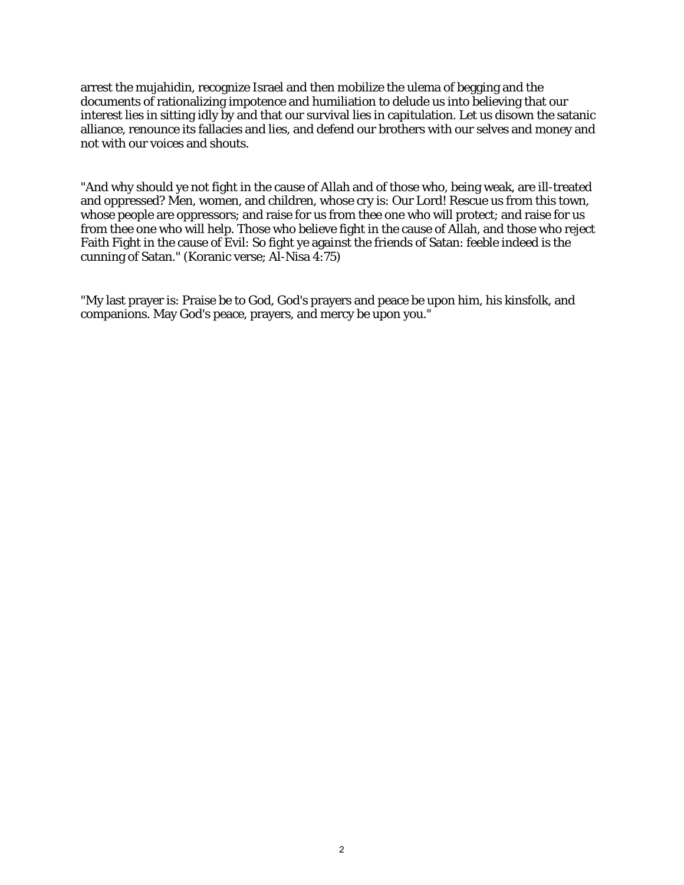arrest the mujahidin, recognize Israel and then mobilize the ulema of begging and the documents of rationalizing impotence and humiliation to delude us into believing that our interest lies in sitting idly by and that our survival lies in capitulation. Let us disown the satanic alliance, renounce its fallacies and lies, and defend our brothers with our selves and money and not with our voices and shouts.

"And why should ye not fight in the cause of Allah and of those who, being weak, are ill-treated and oppressed? Men, women, and children, whose cry is: Our Lord! Rescue us from this town, whose people are oppressors; and raise for us from thee one who will protect; and raise for us from thee one who will help. Those who believe fight in the cause of Allah, and those who reject Faith Fight in the cause of Evil: So fight ye against the friends of Satan: feeble indeed is the cunning of Satan." (Koranic verse; Al-Nisa 4:75)

"My last prayer is: Praise be to God, God's prayers and peace be upon him, his kinsfolk, and companions. May God's peace, prayers, and mercy be upon you."